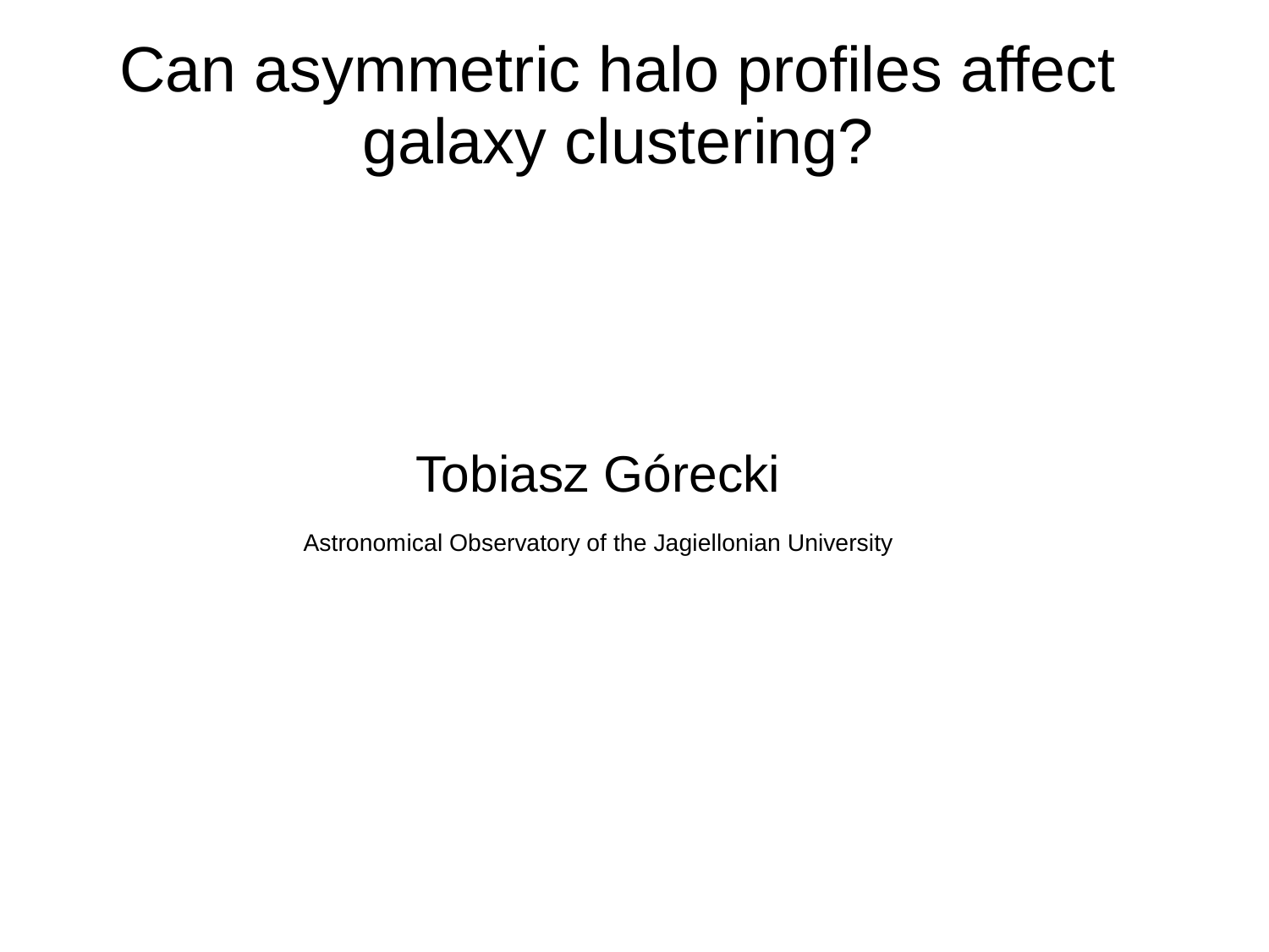# Can asymmetric halo profiles affect galaxy clustering?

Tobiasz Górecki

Astronomical Observatory of the Jagiellonian University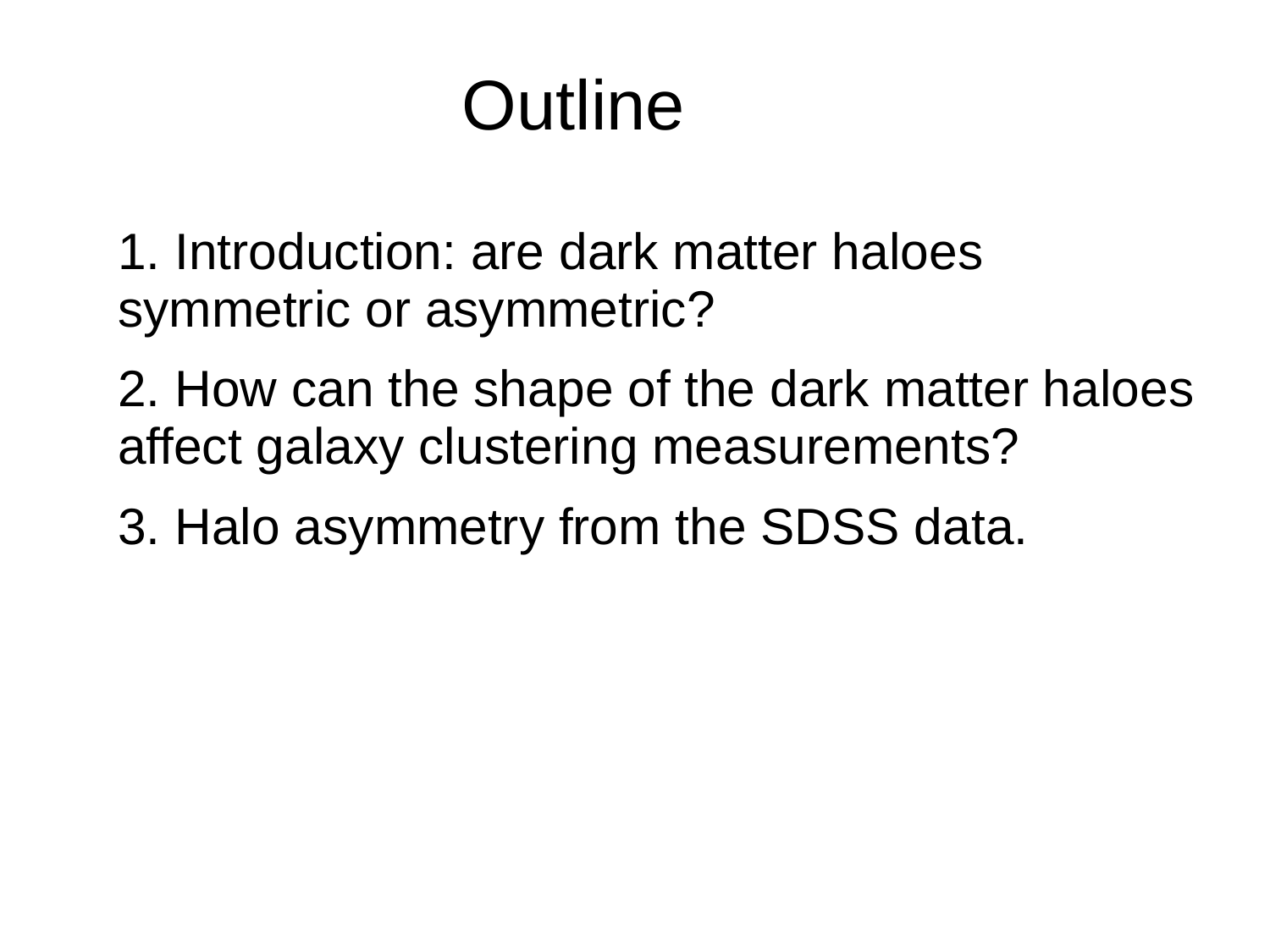# Outline

1. Introduction: are dark matter haloes symmetric or asymmetric?

2. How can the shape of the dark matter haloes affect galaxy clustering measurements?

3. Halo asymmetry from the SDSS data.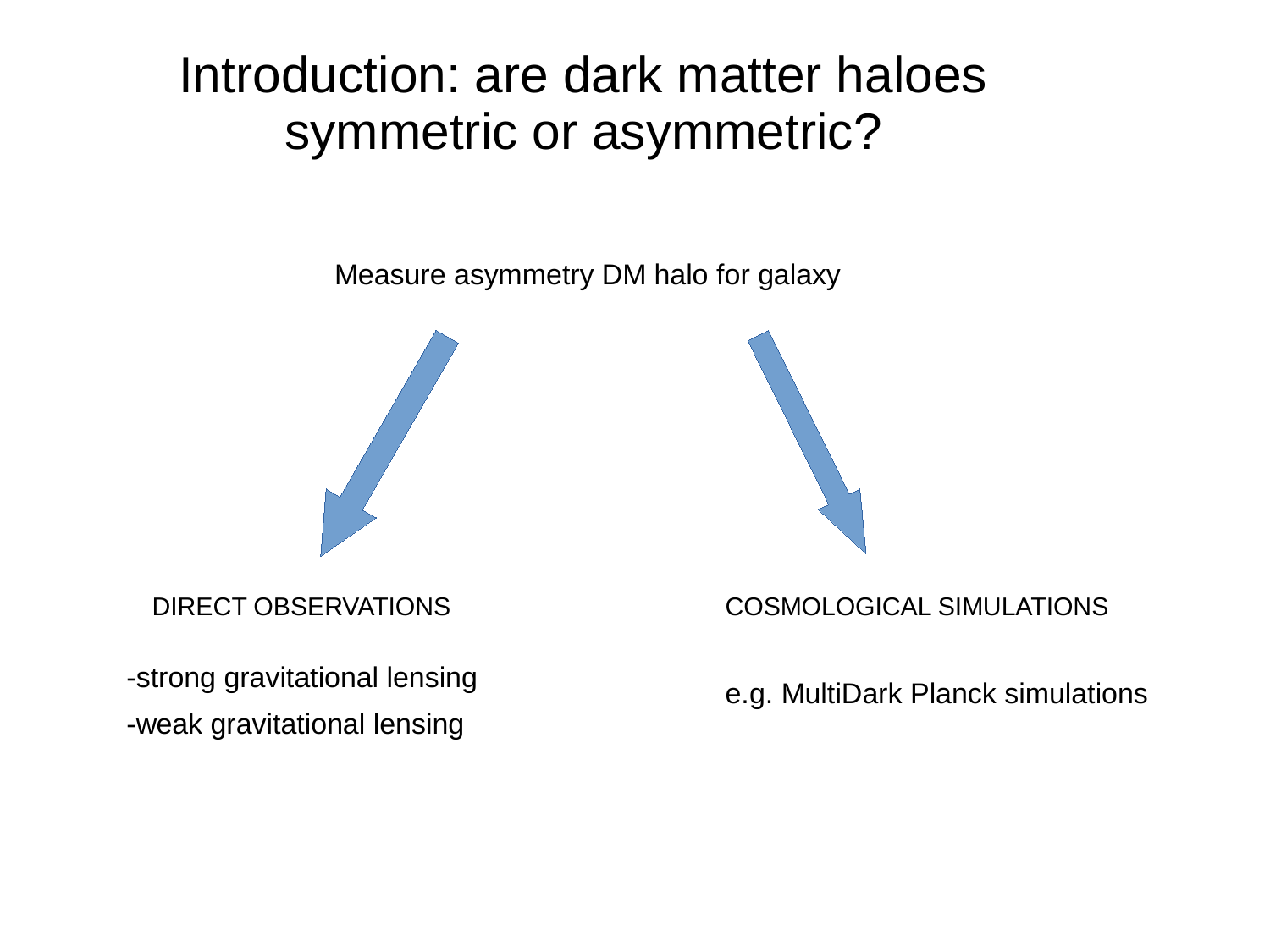# Introduction: are dark matter haloes symmetric or asymmetric?

Measure asymmetry DM halo for galaxy

DIRECT OBSERVATIONS

-strong gravitational lensing

-weak gravitational lensing

COSMOLOGICAL SIMULATIONS

e.g. MultiDark Planck simulations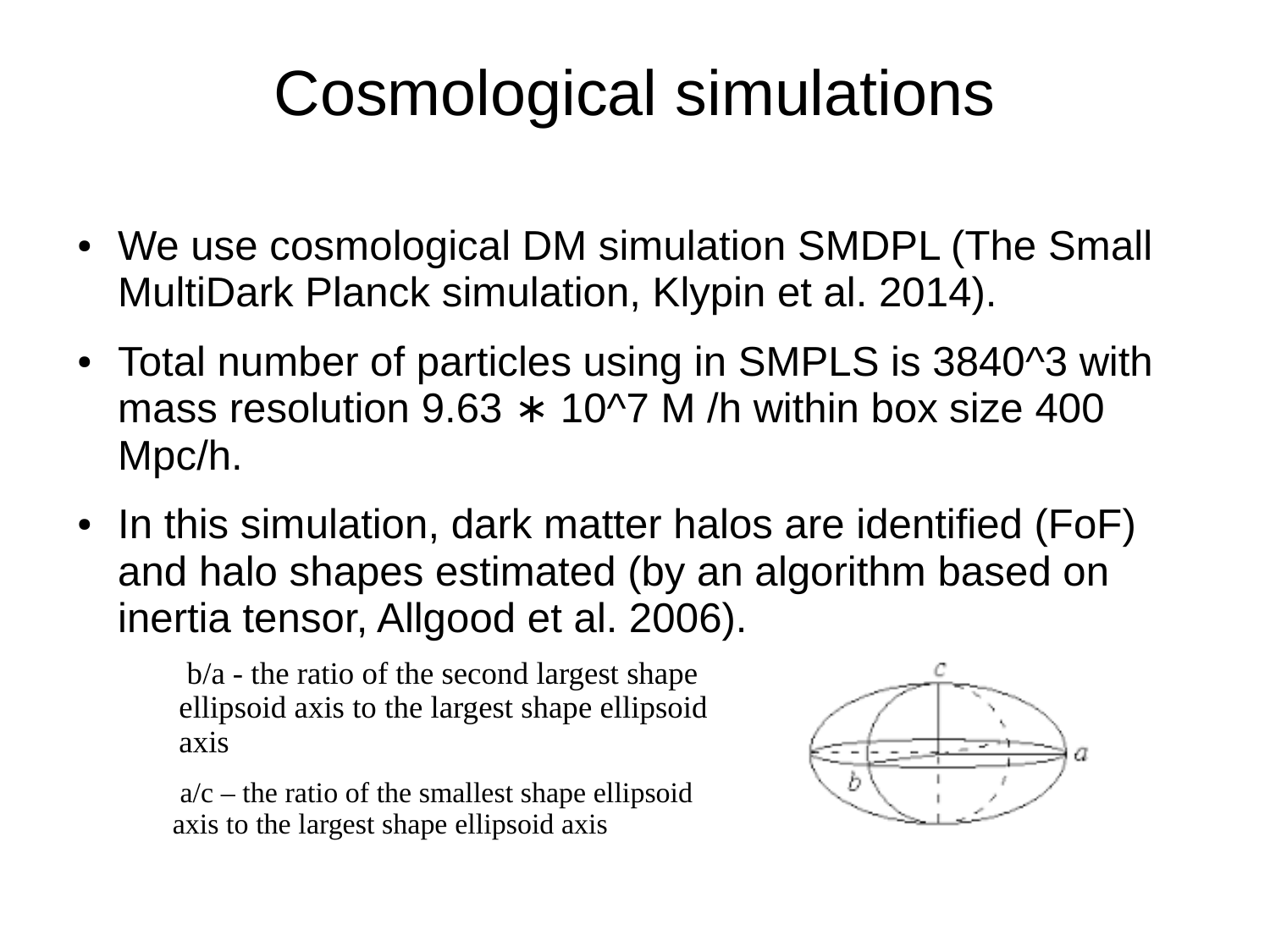# Cosmological simulations

- We use cosmological DM simulation SMDPL (The Small MultiDark Planck simulation, Klypin et al. 2014).
- Total number of particles using in SMPLS is 3840^3 with mass resolution 9.63 ∗ 10^7 M /h within box size 400 Mpc/h.
- In this simulation, dark matter halos are identified (FoF) and halo shapes estimated (by an algorithm based on inertia tensor, Allgood et al. 2006).

  b/a - the ratio of the second largest shape ellipsoid axis to the largest shape ellipsoid axis

  a/c – the ratio of the smallest shape ellipsoid axis to the largest shape ellipsoid axis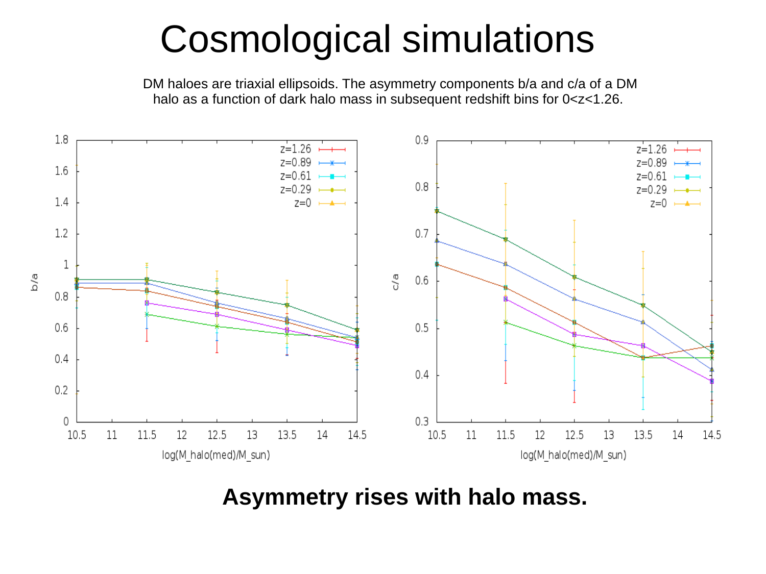# Cosmological simulations

DM haloes are triaxial ellipsoids. The asymmetry components b/a and c/a of a DM halo as a function of dark halo mass in subsequent redshift bins for 0<z<1.26.

**Asymmetry rises with halo mass.**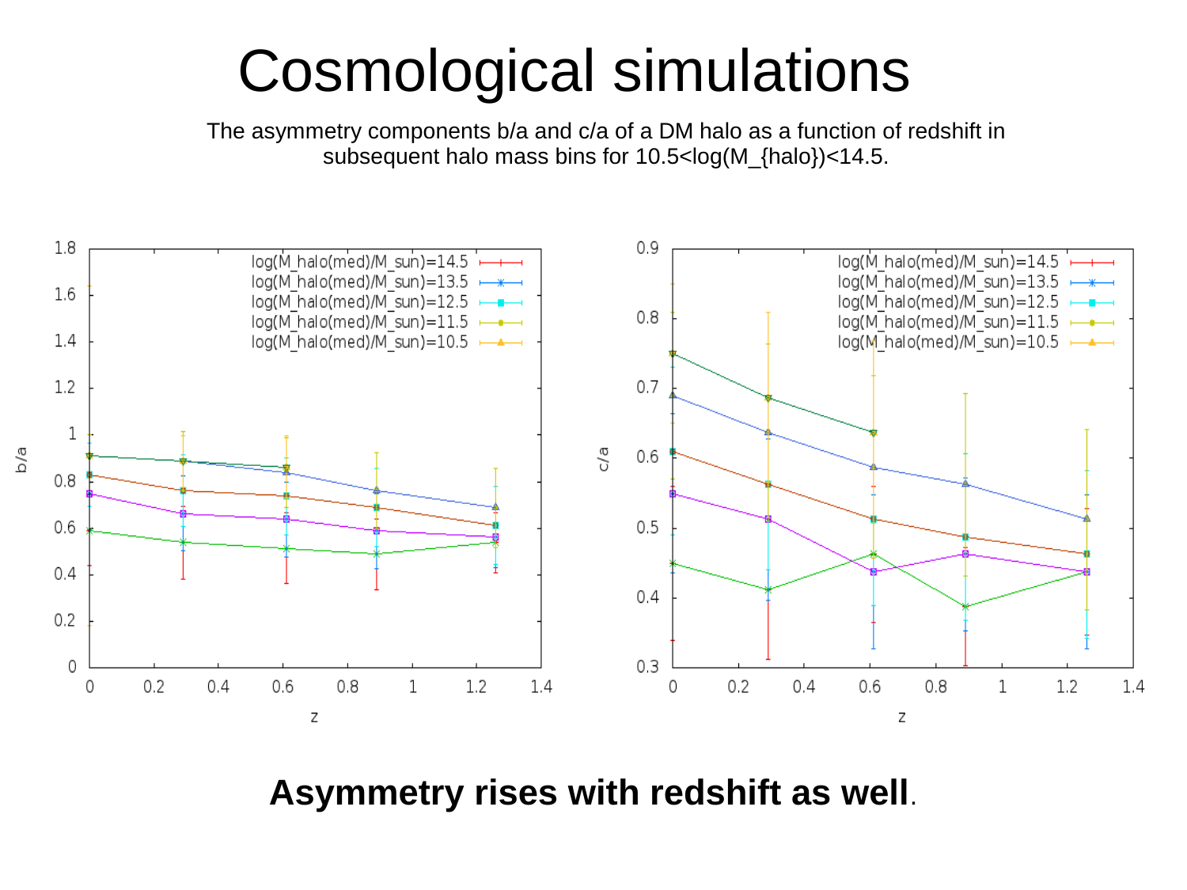# Cosmological simulations

The asymmetry components b/a and c/a of a DM halo as a function of redshift in subsequent halo mass bins for 10.5<log(M_{halo})<14.5.

**Asymmetry rises with redshift as well**.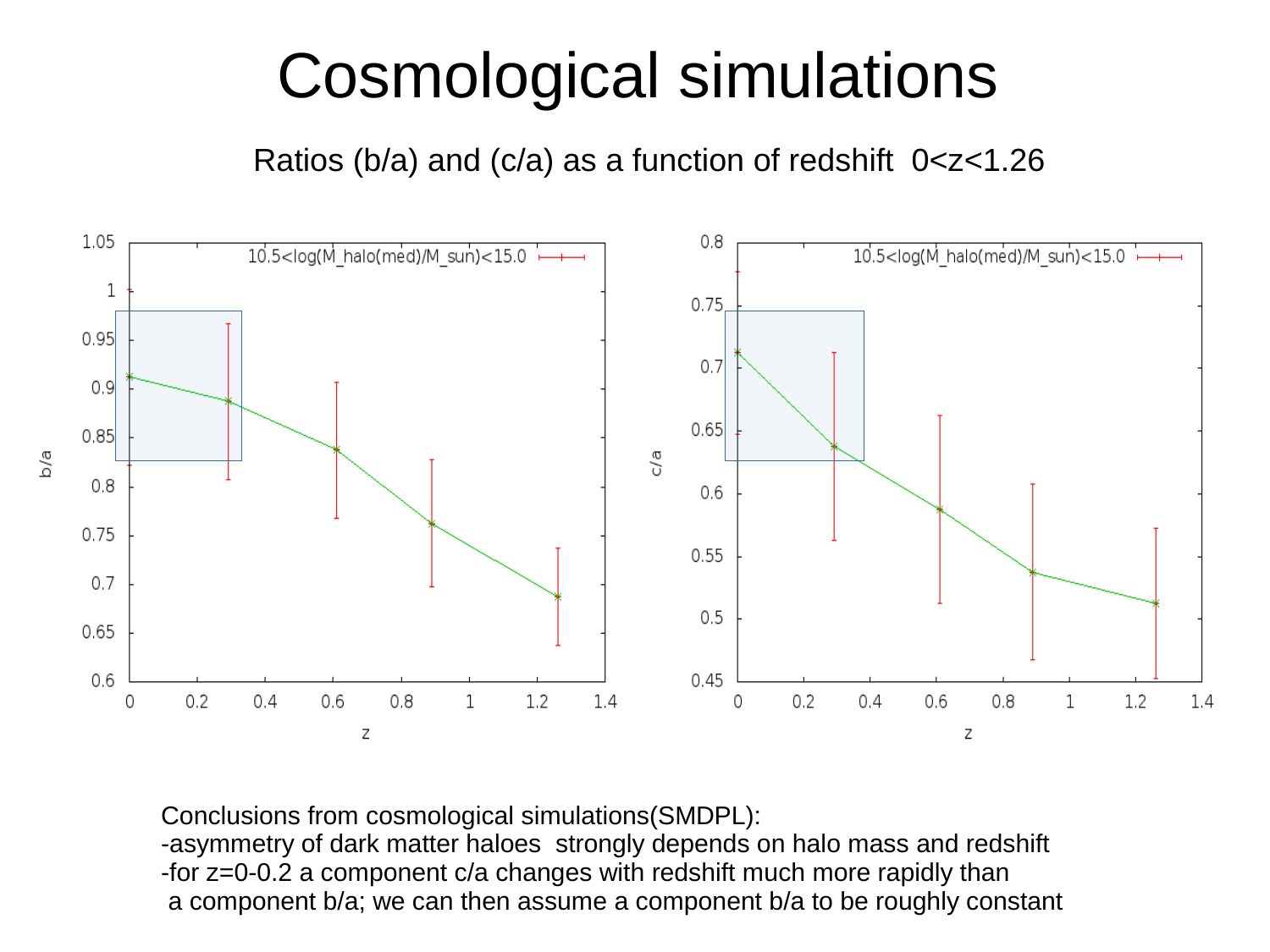# Cosmological simulations

Ratios (b/a) and (c/a) as a function of redshift $0<z<1.26$

Conclusions from cosmological simulations(SMDPL):

-asymmetry of dark matter haloes strongly depends on halo mass and redshift

-for z=0-0.2 a component c/a changes with redshift much more rapidly than a component b/a; we can then assume a component b/a to be roughly constant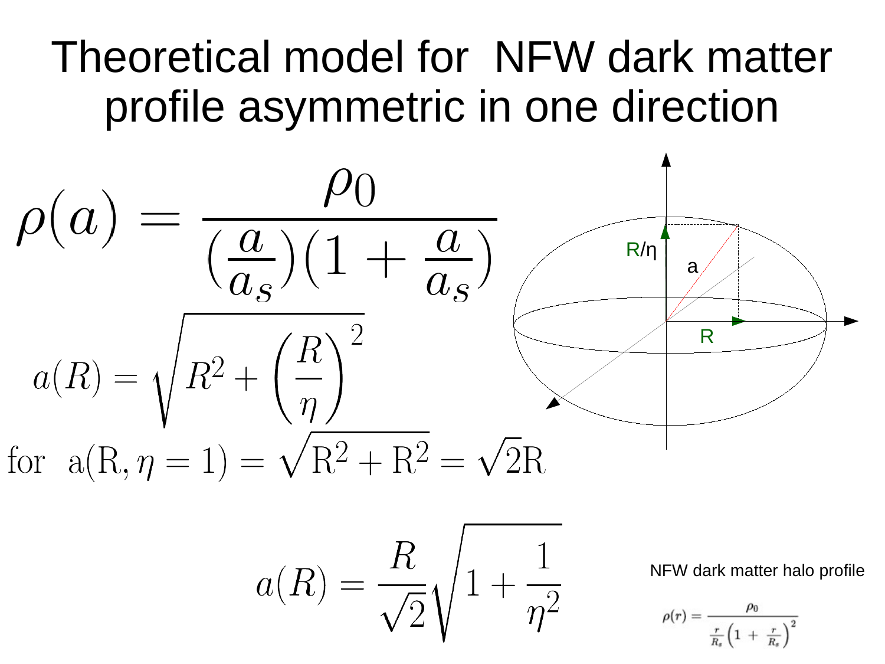# Theoretical model for NFW dark matter profile asymmetric in one direction

$$\rho(a) = \frac{\rho_0}{(\frac{a}{a_s})(1 + \frac{a}{a_s})}$$

$$a(R) = \sqrt{R^2 + \left(\frac{R}{\eta}\right)^2}$$

$$\text{for} \quad \mathrm{a(R, \eta = 1) = \sqrt{R^2 + R^2} = \sqrt{2}R}$$

$$a(R) = \frac{R}{\sqrt{2}}\sqrt{1 + \frac{1}{\eta^2}}$$

R/η

a

R

NFW dark matter halo profile

$$\rho(r) = \frac{\rho_0}{\frac{r}{R_s}\left(1 + \frac{r}{R_s}\right)^2}$$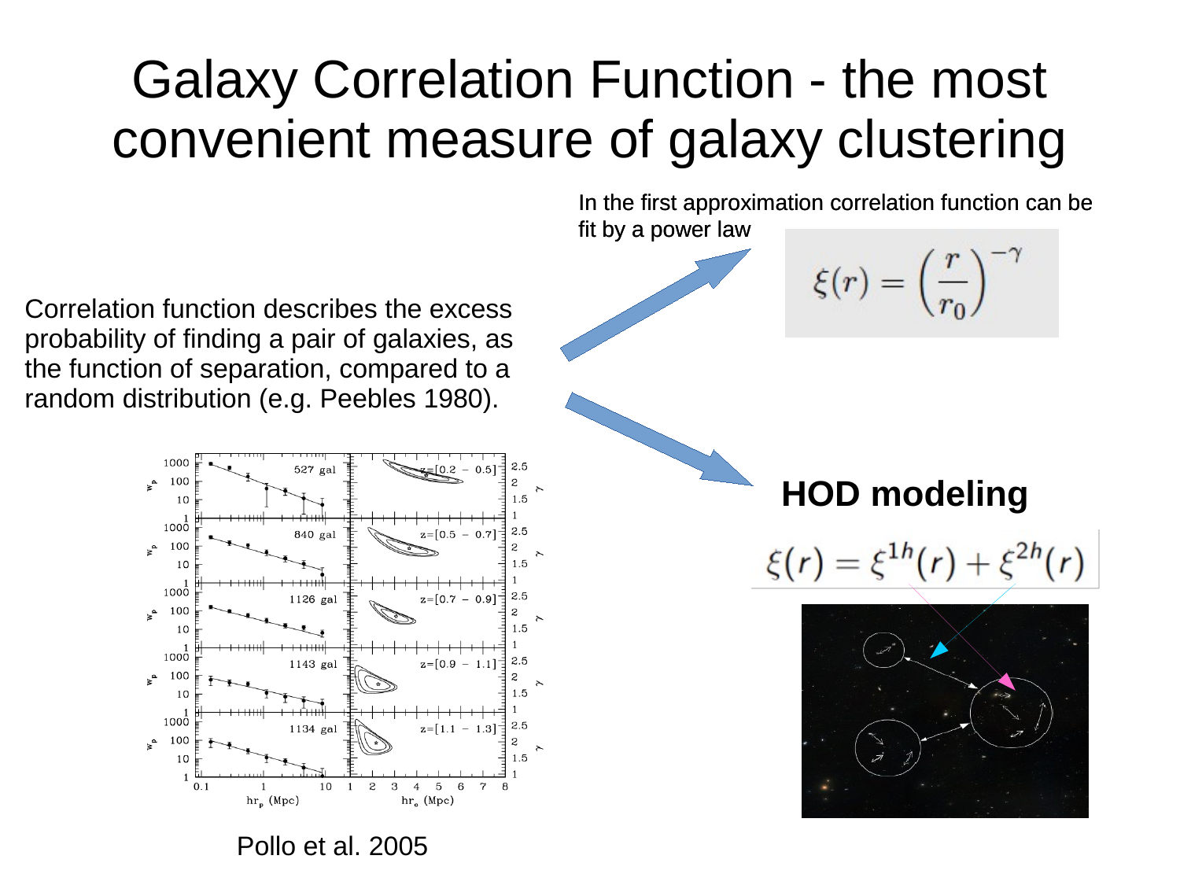# Galaxy Correlation Function - the most convenient measure of galaxy clustering

Correlation function describes the excess probability of finding a pair of galaxies, as the function of separation, compared to a random distribution (e.g. Peebles 1980).

In the first approximation correlation function can be fit by a power law

$$\xi(r) = \left(\frac{r}{r_0}\right)^{-\gamma}$$

**HOD modeling**

$$\xi(r) = \xi^{1h}(r) + \xi^{2h}(r)$$

Pollo et al. 2005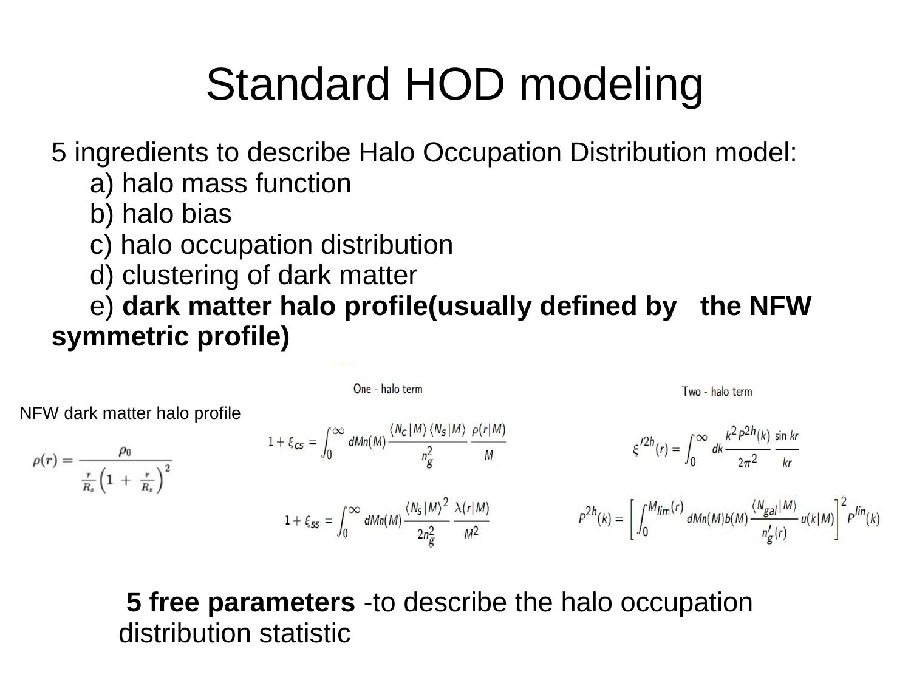# Standard HOD modeling

5 ingredients to describe Halo Occupation Distribution model:

a) halo mass function

b) halo bias

c) halo occupation distribution

d) clustering of dark matter

e) **dark matter halo profile(usually defined by the NFW symmetric profile)**

NFW dark matter halo profile

$$\rho(r) = \frac{\rho_0}{\frac{r}{R_s}\left(1 + \frac{r}{R_s}\right)^2}$$

One - halo term

$$1 + \xi_{cs} = \int_0^\infty dMn(M) \frac{\langle N_c|M\rangle \langle N_s|M\rangle}{n_g^2} \frac{\rho(r|M)}{M}$$

$$1 + \xi_{ss} = \int_0^\infty dMn(M) \frac{\langle N_s|M\rangle^2}{2n_g^2} \frac{\lambda(r|M)}{M^2}$$

Two - halo term

$$\xi'^{2h}(r) = \int_0^\infty dk \frac{k^2 P^{2h}(k)}{2\pi^2} \frac{\sin kr}{kr}$$

$$P^{2h}(k) = \left[\int_0^{M_{lim}(r)} dMn(M)b(M) \frac{\langle N_{gal}|M\rangle}{n'_g(r)} u(k|M)\right]^2 P^{lin}(k)$$

**5 free parameters** -to describe the halo occupation distribution statistic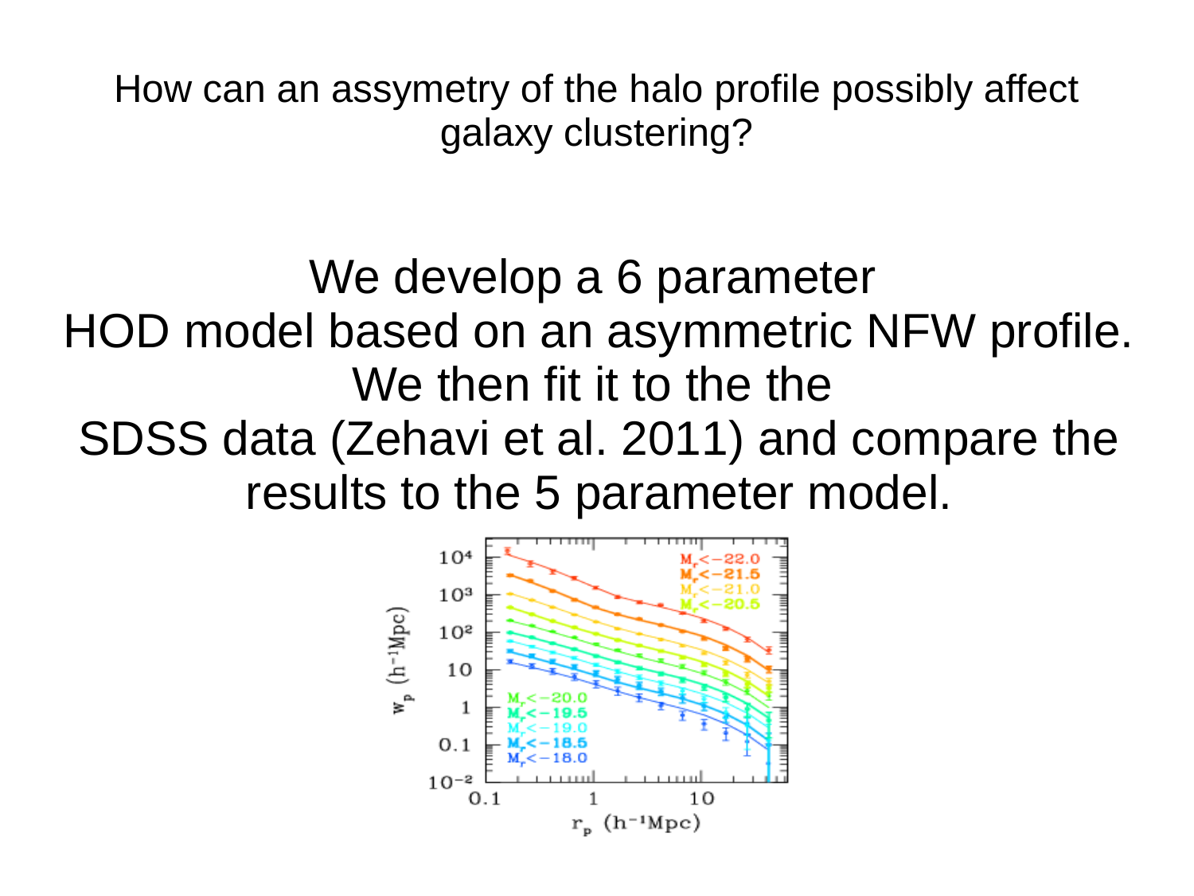How can an assymetry of the halo profile possibly affect galaxy clustering?

We develop a 6 parameter HOD model based on an asymmetric NFW profile. We then fit it to the the SDSS data (Zehavi et al. 2011) and compare the results to the 5 parameter model.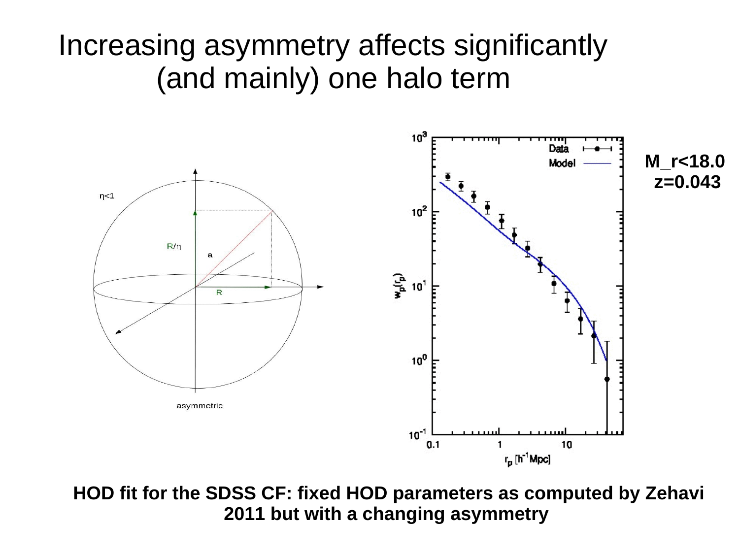# Increasing asymmetry affects significantly (and mainly) one halo term

M_r<18.0
z=0.043

**HOD fit for the SDSS CF: fixed HOD parameters as computed by Zehavi 2011 but with a changing asymmetry**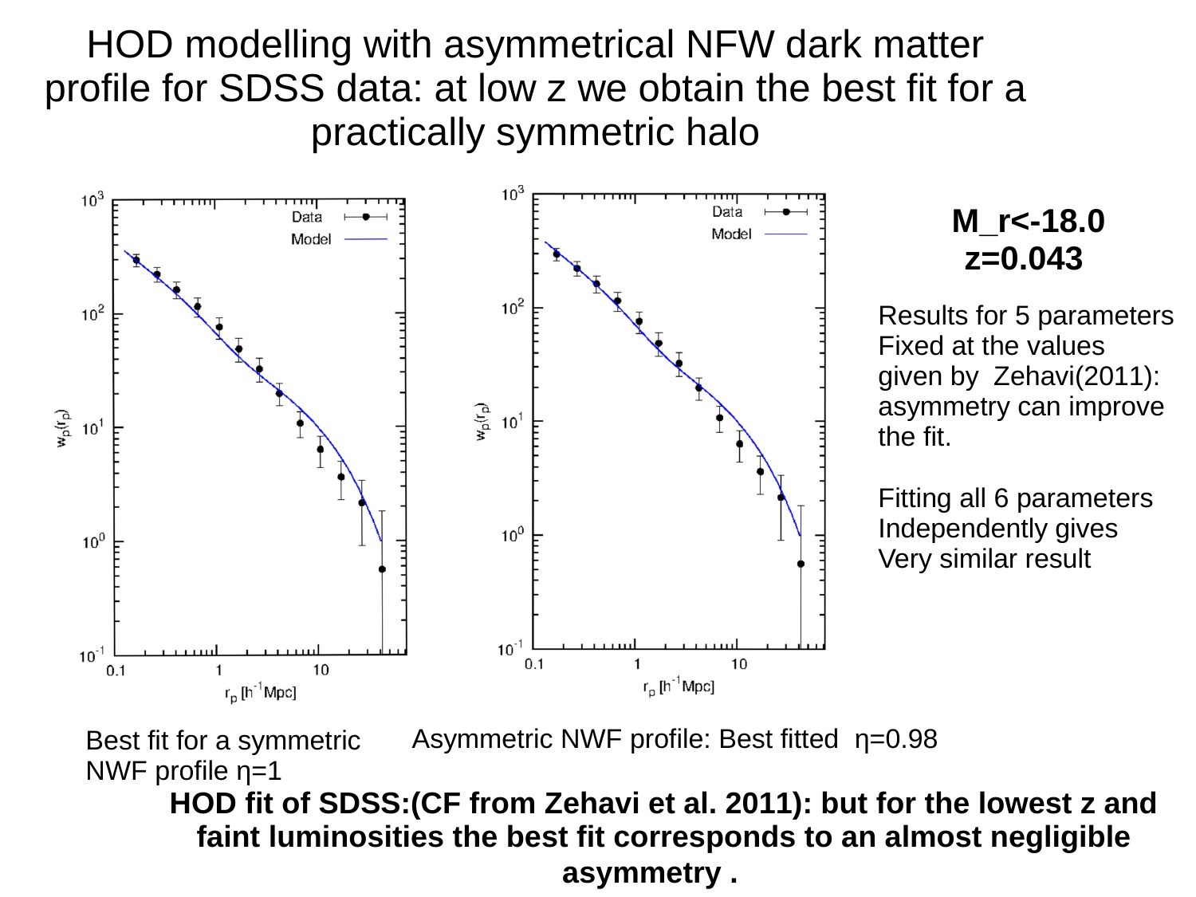# HOD modelling with asymmetrical NFW dark matter profile for SDSS data: at low z we obtain the best fit for a practically symmetric halo

**M_r<-18.0**
**z=0.043**

Results for 5 parameters Fixed at the values given by Zehavi(2011): asymmetry can improve the fit.

Fitting all 6 parameters Independently gives Very similar result

Best fit for a symmetric NWF profile η=1

Asymmetric NWF profile: Best fitted η=0.98

**HOD fit of SDSS:(CF from Zehavi et al. 2011): but for the lowest z and faint luminosities the best fit corresponds to an almost negligible asymmetry .**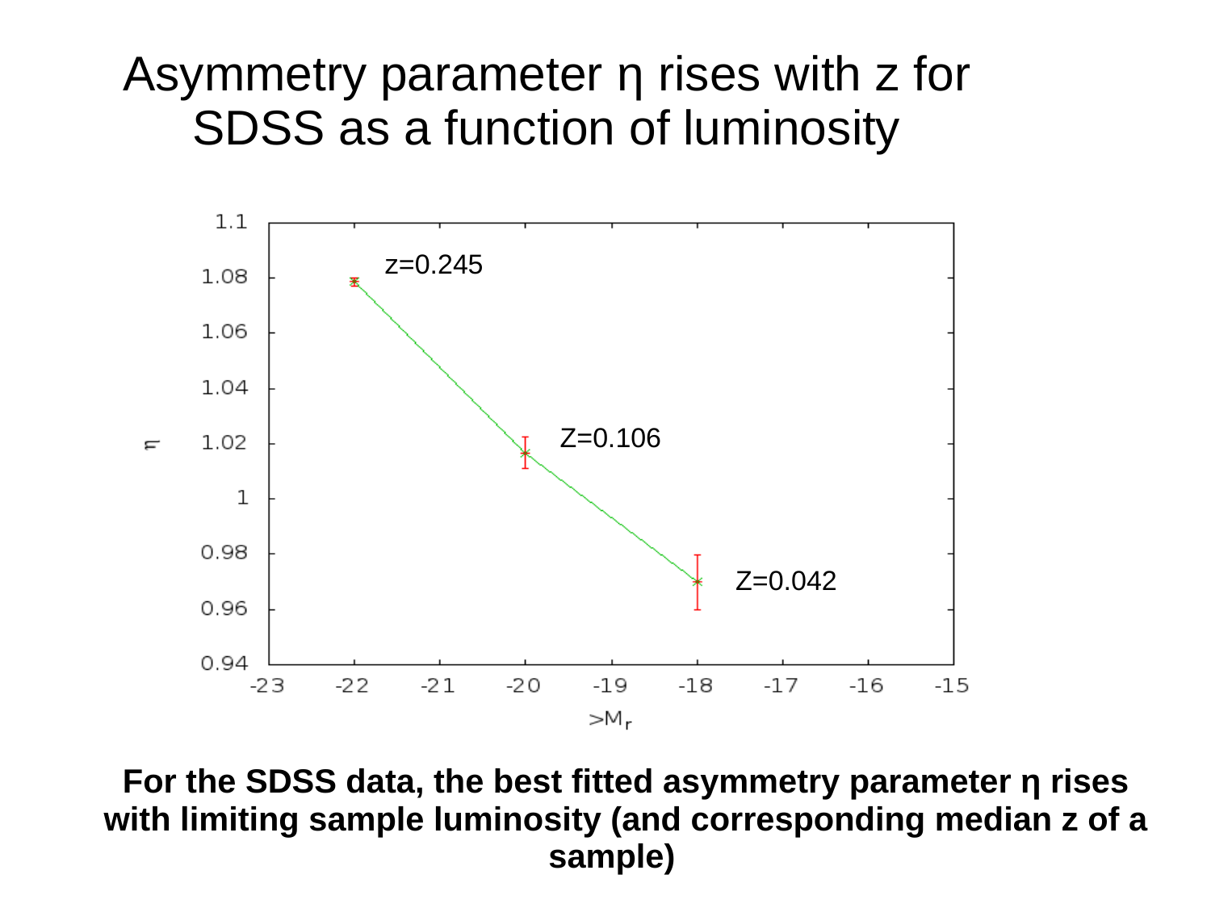# Asymmetry parameter η rises with z for SDSS as a function of luminosity

**For the SDSS data, the best fitted asymmetry parameter η rises with limiting sample luminosity (and corresponding median z of a sample)**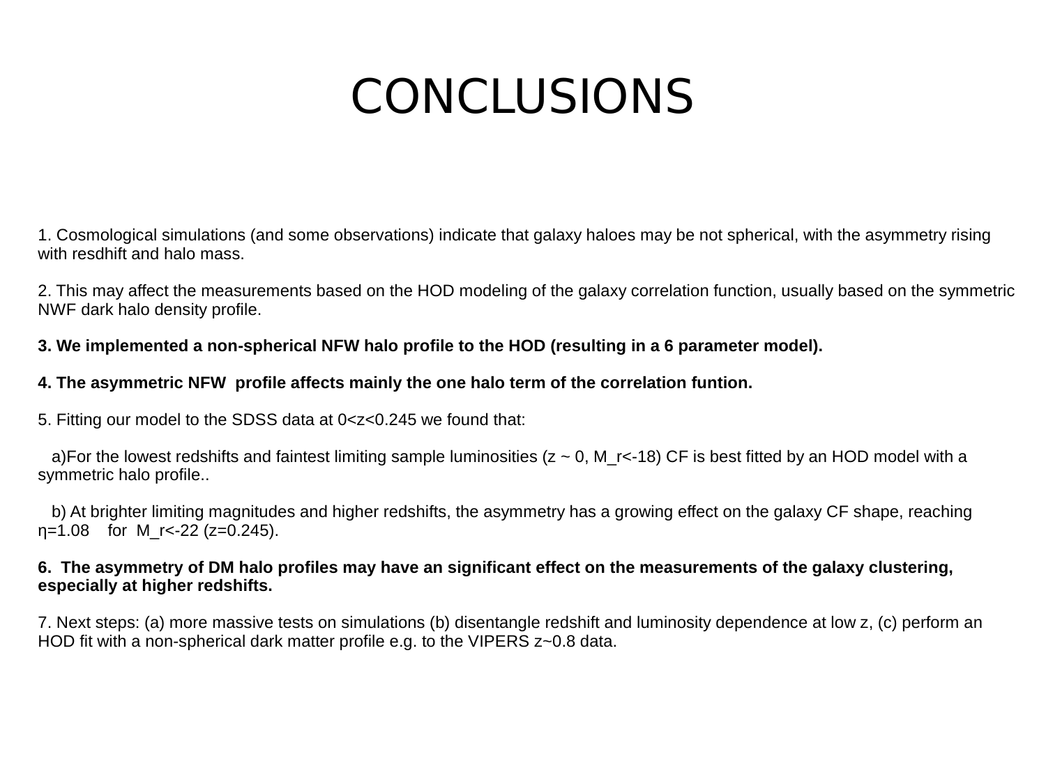# CONCLUSIONS

1. Cosmological simulations (and some observations) indicate that galaxy haloes may be not spherical, with the asymmetry rising with resdhift and halo mass.

2. This may affect the measurements based on the HOD modeling of the galaxy correlation function, usually based on the symmetric NWF dark halo density profile.

**3. We implemented a non-spherical NFW halo profile to the HOD (resulting in a 6 parameter model).**

**4. The asymmetric NFW profile affects mainly the one halo term of the correlation funtion.**

5. Fitting our model to the SDSS data at $0<z<0.245$ we found that:

a)For the lowest redshifts and faintest limiting sample luminosities ($z \sim 0$, $M_r<-18$) CF is best fitted by an HOD model with a symmetric halo profile..

b) At brighter limiting magnitudes and higher redshifts, the asymmetry has a growing effect on the galaxy CF shape, reaching $\eta=1.08$ for $M_r<-22$ ($z=0.245$).

**6. The asymmetry of DM halo profiles may have an significant effect on the measurements of the galaxy clustering, especially at higher redshifts.**

7. Next steps: (a) more massive tests on simulations (b) disentangle redshift and luminosity dependence at low z, (c) perform an HOD fit with a non-spherical dark matter profile e.g. to the VIPERS $z\sim0.8$ data.